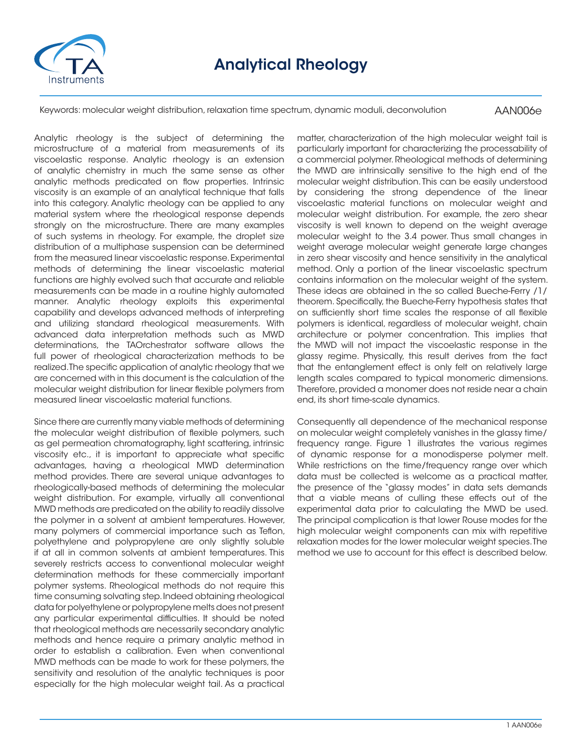# Analytical Rheology

Keywords: molecular weight distribution, relaxation time spectrum, dynamic moduli, deconvolution

AAN006e

Analytic rheology is the subject of determining the microstructure of a material from measurements of its viscoelastic response. Analytic rheology is an extension of analytic chemistry in much the same sense as other analytic methods predicated on flow properties. Intrinsic viscosity is an example of an analytical technique that falls into this category. Analytic rheology can be applied to any material system where the rheological response depends strongly on the microstructure. There are many examples of such systems in rheology. For example, the droplet size distribution of a multiphase suspension can be determined from the measured linear viscoelastic response. Experimental methods of determining the linear viscoelastic material functions are highly evolved such that accurate and reliable measurements can be made in a routine highly automated manner. Analytic rheology exploits this experimental capability and develops advanced methods of interpreting and utilizing standard rheological measurements. With advanced data interpretation methods such as MWD determinations, the TAOrchestrator software allows the full power of rheological characterization methods to be realized. The specific application of analytic rheology that we are concerned with in this document is the calculation of the molecular weight distribution for linear flexible polymers from measured linear viscoelastic material functions.

Since there are currently many viable methods of determining the molecular weight distribution of flexible polymers, such as gel permeation chromatography, light scattering, intrinsic viscosity etc., it is important to appreciate what specific advantages, having a rheological MWD determination method provides. There are several unique advantages to rheologically-based methods of determining the molecular weight distribution. For example, virtually all conventional MWD methods are predicated on the ability to readily dissolve the polymer in a solvent at ambient temperatures. However, many polymers of commercial importance such as Teflon, polyethylene and polypropylene are only slightly soluble if at all in common solvents at ambient temperatures. This severely restricts access to conventional molecular weight determination methods for these commercially important polymer systems. Rheological methods do not require this time consuming solvating step. Indeed obtaining rheological data for polyethylene or polypropylene melts does not present any particular experimental difficulties. It should be noted that rheological methods are necessarily secondary analytic methods and hence require a primary analytic method in order to establish a calibration. Even when conventional MWD methods can be made to work for these polymers, the sensitivity and resolution of the analytic techniques is poor especially for the high molecular weight tail. As a practical matter, characterization of the high molecular weight tail is particularly important for characterizing the processability of a commercial polymer. Rheological methods of determining the MWD are intrinsically sensitive to the high end of the molecular weight distribution. This can be easily understood by considering the strong dependence of the linear viscoelastic material functions on molecular weight and molecular weight distribution. For example, the zero shear viscosity is well known to depend on the weight average molecular weight to the 3.4 power. Thus small changes in weight average molecular weight generate large changes in zero shear viscosity and hence sensitivity in the analytical method. Only a portion of the linear viscoelastic spectrum contains information on the molecular weight of the system. These ideas are obtained in the so called Bueche-Ferry /1/ theorem. Specifically, the Bueche-Ferry hypothesis states that on sufficiently short time scales the response of all flexible polymers is identical, regardless of molecular weight, chain architecture or polymer concentration. This implies that the MWD will not impact the viscoelastic response in the glassy regime. Physically, this result derives from the fact that the entanglement effect is only felt on relatively large length scales compared to typical monomeric dimensions. Therefore, provided a monomer does not reside near a chain end, its short time-scale dynamics.

Consequently all dependence of the mechanical response on molecular weight completely vanishes in the glassy time/frequency range. Figure 1 illustrates the various regimes of dynamic response for a monodisperse polymer melt. While restrictions on the time/frequency range over which data must be collected is welcome as a practical matter, the presence of the "glassy modes" in data sets demands that a viable means of culling these effects out of the experimental data prior to calculating the MWD be used. The principal complication is that lower Rouse modes for the high molecular weight components can mix with repetitive relaxation modes for the lower molecular weight species. The method we use to account for this effect is described below.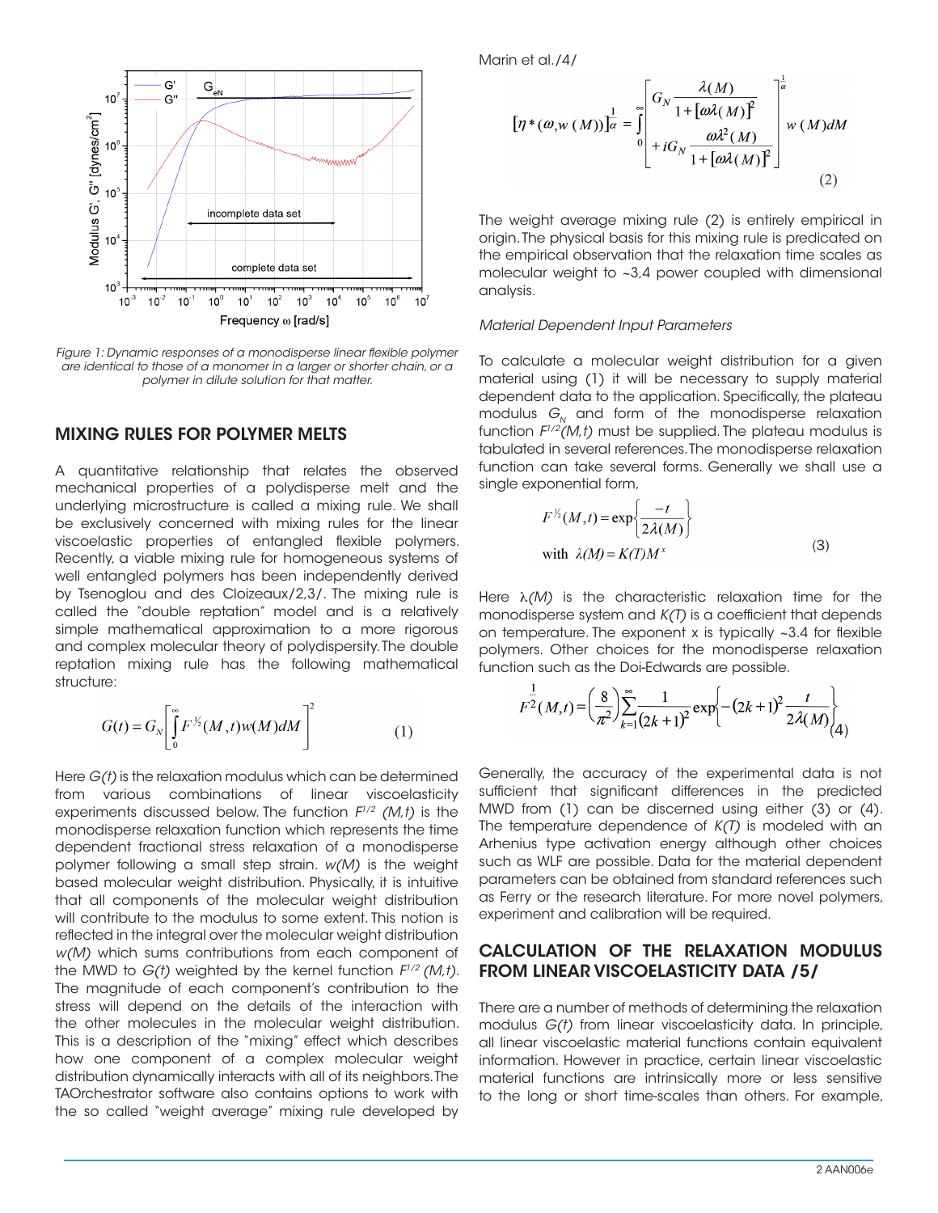Figure 1: Dynamic responses of a monodisperse linear flexible polymer are identical to those of a monomer in a larger or shorter chain, or a polymer in dilute solution for that matter.

## MIXING RULES FOR POLYMER MELTS

A quantitative relationship that relates the observed mechanical properties of a polydisperse melt and the underlying microstructure is called a mixing rule. We shall be exclusively concerned with mixing rules for the linear viscoelastic properties of entangled flexible polymers. Recently, a viable mixing rule for homogeneous systems of well entangled polymers has been independently derived by Tsenoglou and des Cloizeaux/2,3/. The mixing rule is called the "double reptation" model and is a relatively simple mathematical approximation to a more rigorous and complex molecular theory of polydispersity. The double reptation mixing rule has the following mathematical structure:

$$G(t) = G_N\left[\int_0^\infty F^{1/2}(M,t)w(M)dM\right]^2 \qquad (1)$$

Here *G(t)* is the relaxation modulus which can be determined from various combinations of linear viscoelasticity experiments discussed below. The function $F^{1/2}(M,t)$ is the monodisperse relaxation function which represents the time dependent fractional stress relaxation of a monodisperse polymer following a small step strain. *w(M)* is the weight based molecular weight distribution. Physically, it is intuitive that all components of the molecular weight distribution will contribute to the modulus to some extent. This notion is reflected in the integral over the molecular weight distribution *w(M)* which sums contributions from each component of the MWD to *G(t)* weighted by the kernel function $F^{1/2}(M,t)$. The magnitude of each component's contribution to the stress will depend on the details of the interaction with the other molecules in the molecular weight distribution. This is a description of the "mixing" effect which describes how one component of a complex molecular weight distribution dynamically interacts with all of its neighbors. The TAOrchestrator software also contains options to work with the so called "weight average" mixing rule developed by Marin et al./4/

$$[\eta^*(\omega,w(M))]^{\frac{1}{\alpha}} = \int_0^\infty \left[ G_N \frac{\lambda(M)}{1+[\omega\lambda(M)]^2} + iG_N \frac{\omega\lambda^2(M)}{1+[\omega\lambda(M)]^2} \right]^{\frac{1}{\alpha}} w(M)dM \qquad (2)$$

The weight average mixing rule (2) is entirely empirical in origin. The physical basis for this mixing rule is predicated on the empirical observation that the relaxation time scales as molecular weight to ~3,4 power coupled with dimensional analysis.

*Material Dependent Input Parameters*

To calculate a molecular weight distribution for a given material using (1) it will be necessary to supply material dependent data to the application. Specifically, the plateau modulus $G_N$ and form of the monodisperse relaxation function $F^{1/2}(M,t)$ must be supplied. The plateau modulus is tabulated in several references. The monodisperse relaxation function can take several forms. Generally we shall use a single exponential form,

$$F^{1/2}(M,t) = \exp\left\{\frac{-t}{2\lambda(M)}\right\} \quad \text{with } \lambda(M) = K(T)M^x \qquad (3)$$

Here *λ(M)* is the characteristic relaxation time for the monodisperse system and *K(T)* is a coefficient that depends on temperature. The exponent x is typically ~3.4 for flexible polymers. Other choices for the monodisperse relaxation function such as the Doi-Edwards are possible.

$$F^{\frac{1}{2}}(M,t) = \left(\frac{8}{\pi^2}\right)\sum_{k=1}^{\infty}\frac{1}{(2k+1)^2}\exp\left\{-(2k+1)^2\frac{t}{2\lambda(M)}\right\} \qquad (4)$$

Generally, the accuracy of the experimental data is not sufficient that significant differences in the predicted MWD from (1) can be discerned using either (3) or (4). The temperature dependence of *K(T)* is modeled with an Arhenius type activation energy although other choices such as WLF are possible. Data for the material dependent parameters can be obtained from standard references such as Ferry or the research literature. For more novel polymers, experiment and calibration will be required.

## CALCULATION OF THE RELAXATION MODULUS FROM LINEAR VISCOELASTICITY DATA /5/

There are a number of methods of determining the relaxation modulus *G(t)* from linear viscoelasticity data. In principle, all linear viscoelastic material functions contain equivalent information. However in practice, certain linear viscoelastic material functions are intrinsically more or less sensitive to the long or short time-scales than others. For example,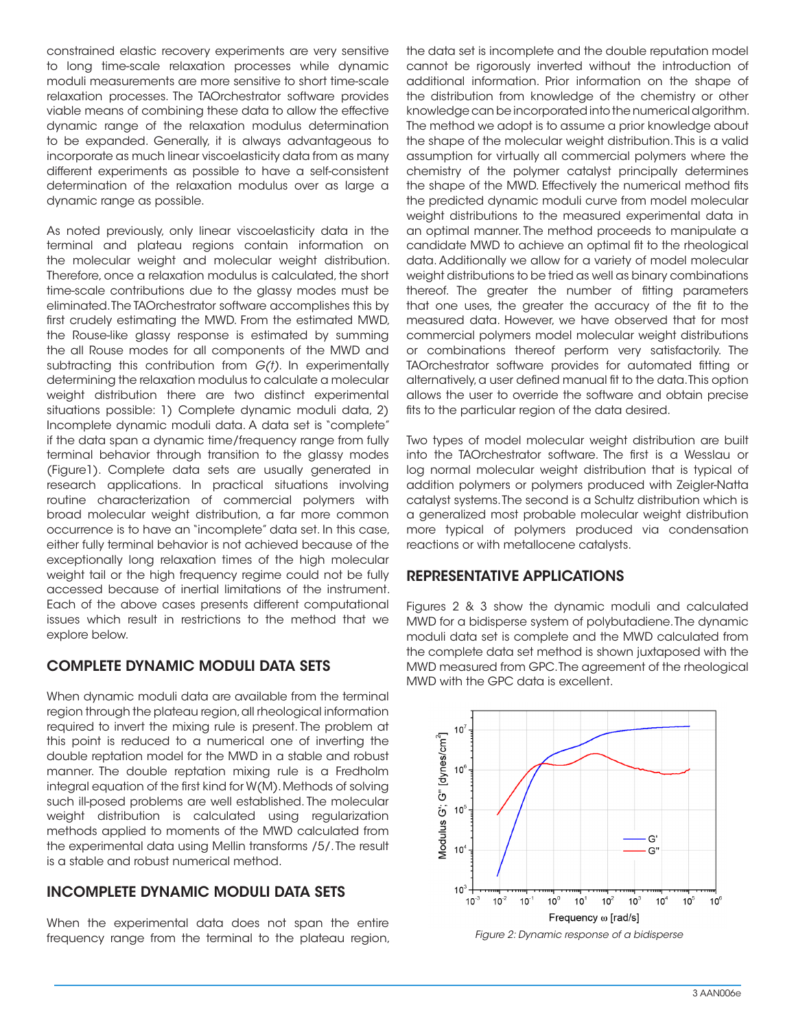constrained elastic recovery experiments are very sensitive to long time-scale relaxation processes while dynamic moduli measurements are more sensitive to short time-scale relaxation processes. The TAOrchestrator software provides viable means of combining these data to allow the effective dynamic range of the relaxation modulus determination to be expanded. Generally, it is always advantageous to incorporate as much linear viscoelasticity data from as many different experiments as possible to have a self-consistent determination of the relaxation modulus over as large a dynamic range as possible.

As noted previously, only linear viscoelasticity data in the terminal and plateau regions contain information on the molecular weight and molecular weight distribution. Therefore, once a relaxation modulus is calculated, the short time-scale contributions due to the glassy modes must be eliminated. The TAOrchestrator software accomplishes this by first crudely estimating the MWD. From the estimated MWD, the Rouse-like glassy response is estimated by summing the all Rouse modes for all components of the MWD and subtracting this contribution from *G(t)*. In experimentally determining the relaxation modulus to calculate a molecular weight distribution there are two distinct experimental situations possible: 1) Complete dynamic moduli data, 2) Incomplete dynamic moduli data. A data set is "complete" if the data span a dynamic time/frequency range from fully terminal behavior through transition to the glassy modes (Figure1). Complete data sets are usually generated in research applications. In practical situations involving routine characterization of commercial polymers with broad molecular weight distribution, a far more common occurrence is to have an "incomplete" data set. In this case, either fully terminal behavior is not achieved because of the exceptionally long relaxation times of the high molecular weight tail or the high frequency regime could not be fully accessed because of inertial limitations of the instrument. Each of the above cases presents different computational issues which result in restrictions to the method that we explore below.

## COMPLETE DYNAMIC MODULI DATA SETS

When dynamic moduli data are available from the terminal region through the plateau region, all rheological information required to invert the mixing rule is present. The problem at this point is reduced to a numerical one of inverting the double reptation model for the MWD in a stable and robust manner. The double reptation mixing rule is a Fredholm integral equation of the first kind for W(M). Methods of solving such ill-posed problems are well established. The molecular weight distribution is calculated using regularization methods applied to moments of the MWD calculated from the experimental data using Mellin transforms /5/. The result is a stable and robust numerical method.

## INCOMPLETE DYNAMIC MODULI DATA SETS

When the experimental data does not span the entire frequency range from the terminal to the plateau region, the data set is incomplete and the double reputation model cannot be rigorously inverted without the introduction of additional information. Prior information on the shape of the distribution from knowledge of the chemistry or other knowledge can be incorporated into the numerical algorithm. The method we adopt is to assume a prior knowledge about the shape of the molecular weight distribution. This is a valid assumption for virtually all commercial polymers where the chemistry of the polymer catalyst principally determines the shape of the MWD. Effectively the numerical method fits the predicted dynamic moduli curve from model molecular weight distributions to the measured experimental data in an optimal manner. The method proceeds to manipulate a candidate MWD to achieve an optimal fit to the rheological data. Additionally we allow for a variety of model molecular weight distributions to be tried as well as binary combinations thereof. The greater the number of fitting parameters that one uses, the greater the accuracy of the fit to the measured data. However, we have observed that for most commercial polymers model molecular weight distributions or combinations thereof perform very satisfactorily. The TAOrchestrator software provides for automated fitting or alternatively, a user defined manual fit to the data. This option allows the user to override the software and obtain precise fits to the particular region of the data desired.

Two types of model molecular weight distribution are built into the TAOrchestrator software. The first is a Wesslau or log normal molecular weight distribution that is typical of addition polymers or polymers produced with Zeigler-Natta catalyst systems. The second is a Schultz distribution which is a generalized most probable molecular weight distribution more typical of polymers produced via condensation reactions or with metallocene catalysts.

## REPRESENTATIVE APPLICATIONS

Figures 2 & 3 show the dynamic moduli and calculated MWD for a bidisperse system of polybutadiene. The dynamic moduli data set is complete and the MWD calculated from the complete data set method is shown juxtaposed with the MWD measured from GPC. The agreement of the rheological MWD with the GPC data is excellent.

*Figure 2: Dynamic response of a bidisperse*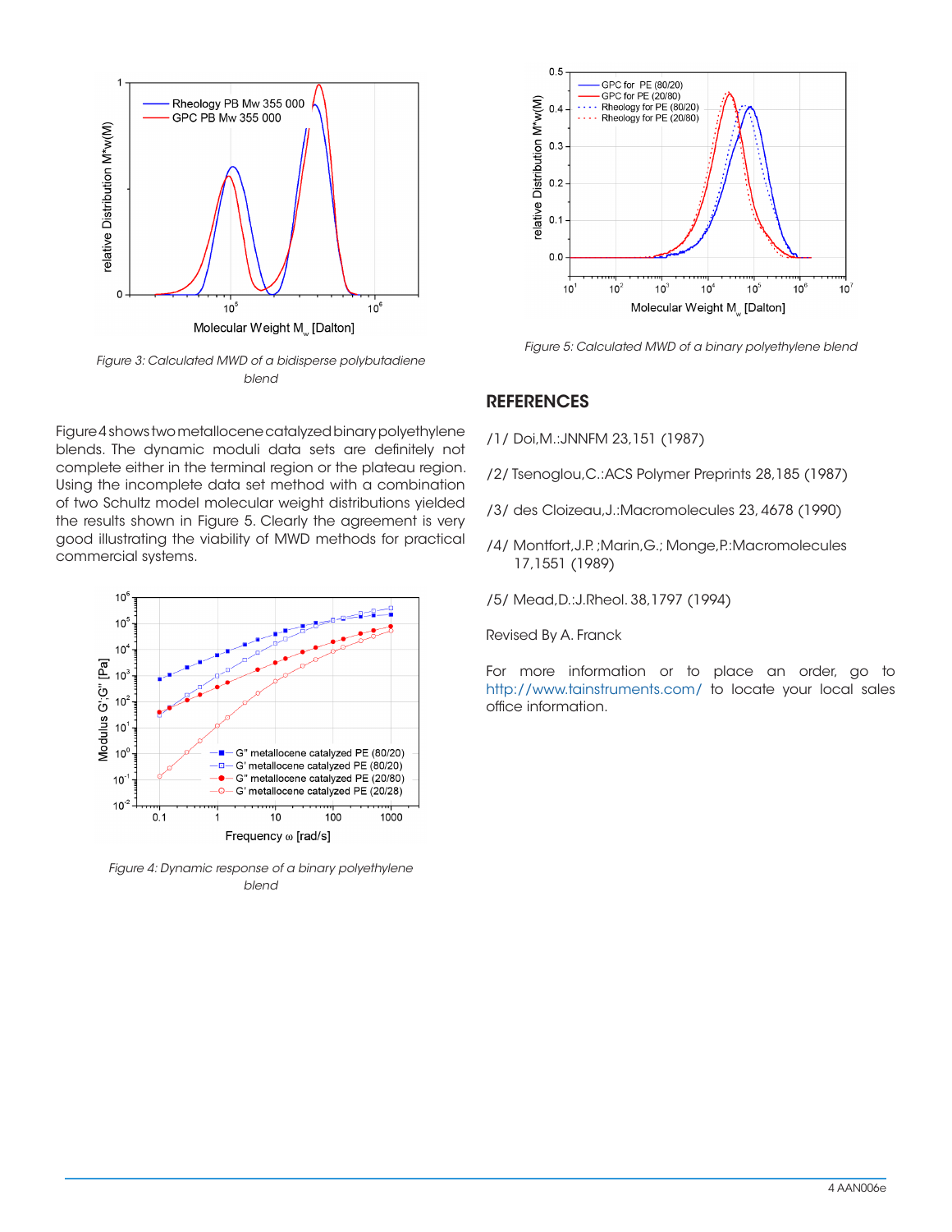1

relative Distribution M*w(M)

Rheology PB Mw 355 000

GPC PB Mw 355 000

0

$10^5$

$10^6$

Molecular Weight $M_w$ [Dalton]

*Figure 3: Calculated MWD of a bidisperse polybutadiene blend*

Figure 4 shows two metallocene catalyzed binary polyethylene blends. The dynamic moduli data sets are definitely not complete either in the terminal region or the plateau region. Using the incomplete data set method with a combination of two Schultz model molecular weight distributions yielded the results shown in Figure 5. Clearly the agreement is very good illustrating the viability of MWD methods for practical commercial systems.

$10^6$
$10^5$
$10^4$
$10^3$
$10^2$
$10^1$
$10^0$
$10^{-1}$
$10^{-2}$

Modulus G';G'' [Pa]

G'' metallocene catalyzed PE (80/20)

G' metallocene catalyzed PE (80/20)

G'' metallocene catalyzed PE (20/80)

G' metallocene catalyzed PE (20/28)

0.1 1 10 100 1000

Frequency ω [rad/s]

*Figure 4: Dynamic response of a binary polyethylene blend*

0.5
0.4
0.3
0.2
0.1
0.0

relative Distribution M*w(M)

GPC for PE (80/20)

GPC for PE (20/80)

Rheology for PE (80/20)

Rheology for PE (20/80)

$10^1$ $10^2$ $10^3$ $10^4$ $10^5$ $10^6$ $10^7$

Molecular Weight $M_w$ [Dalton]

*Figure 5: Calculated MWD of a binary polyethylene blend*

## REFERENCES

/1/ Doi,M.:JNNFM 23,151 (1987)

/2/ Tsenoglou,C.:ACS Polymer Preprints 28,185 (1987)

/3/ des Cloizeau,J.:Macromolecules 23, 4678 (1990)

/4/ Montfort,J.P. ;Marin,G.; Monge,P.:Macromolecules 17,1551 (1989)

/5/ Mead,D.:J.Rheol. 38,1797 (1994)

Revised By A. Franck

For more information or to place an order, go to http://www.tainstruments.com/ to locate your local sales office information.